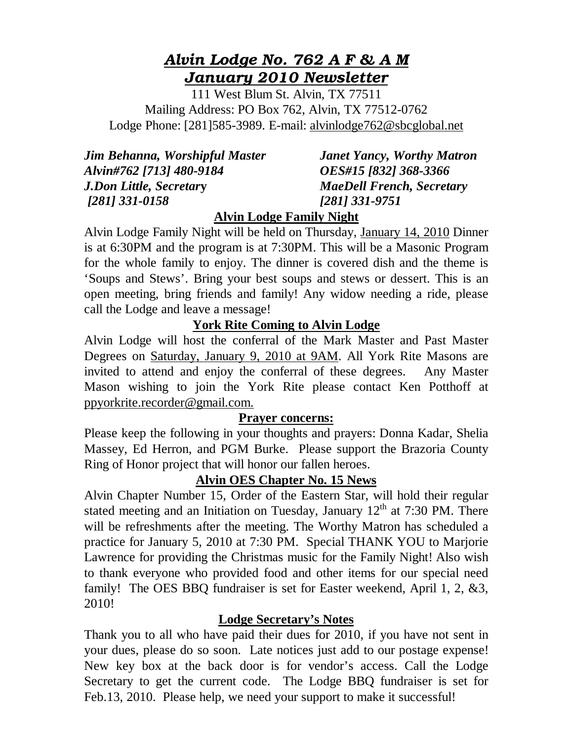# *Alvin Lodge No. 762 A F & A M*
# *January 2010 Newsletter*

111 West Blum St. Alvin, TX 77511
Mailing Address: PO Box 762, Alvin, TX 77512-0762
Lodge Phone: [281]585-3989. E-mail: alvinlodge762@sbcglobal.net

***Jim Behanna, Worshipful Master***
***Alvin#762 [713] 480-9184***
***J.Don Little, Secretary***
***[281] 331-0158***

***Janet Yancy, Worthy Matron***
***OES#15 [832] 368-3366***
***MaeDell French, Secretary***
***[281] 331-9751***

## Alvin Lodge Family Night

Alvin Lodge Family Night will be held on Thursday, January 14, 2010 Dinner is at 6:30PM and the program is at 7:30PM. This will be a Masonic Program for the whole family to enjoy. The dinner is covered dish and the theme is 'Soups and Stews'. Bring your best soups and stews or dessert. This is an open meeting, bring friends and family! Any widow needing a ride, please call the Lodge and leave a message!

## York Rite Coming to Alvin Lodge

Alvin Lodge will host the conferral of the Mark Master and Past Master Degrees on Saturday, January 9, 2010 at 9AM. All York Rite Masons are invited to attend and enjoy the conferral of these degrees. Any Master Mason wishing to join the York Rite please contact Ken Potthoff at ppyorkrite.recorder@gmail.com.

## Prayer concerns:

Please keep the following in your thoughts and prayers: Donna Kadar, Shelia Massey, Ed Herron, and PGM Burke. Please support the Brazoria County Ring of Honor project that will honor our fallen heroes.

## Alvin OES Chapter No. 15 News

Alvin Chapter Number 15, Order of the Eastern Star, will hold their regular stated meeting and an Initiation on Tuesday, January 12th at 7:30 PM. There will be refreshments after the meeting. The Worthy Matron has scheduled a practice for January 5, 2010 at 7:30 PM. Special THANK YOU to Marjorie Lawrence for providing the Christmas music for the Family Night! Also wish to thank everyone who provided food and other items for our special need family! The OES BBQ fundraiser is set for Easter weekend, April 1, 2, &3, 2010!

## Lodge Secretary's Notes

Thank you to all who have paid their dues for 2010, if you have not sent in your dues, please do so soon. Late notices just add to our postage expense! New key box at the back door is for vendor's access. Call the Lodge Secretary to get the current code. The Lodge BBQ fundraiser is set for Feb.13, 2010. Please help, we need your support to make it successful!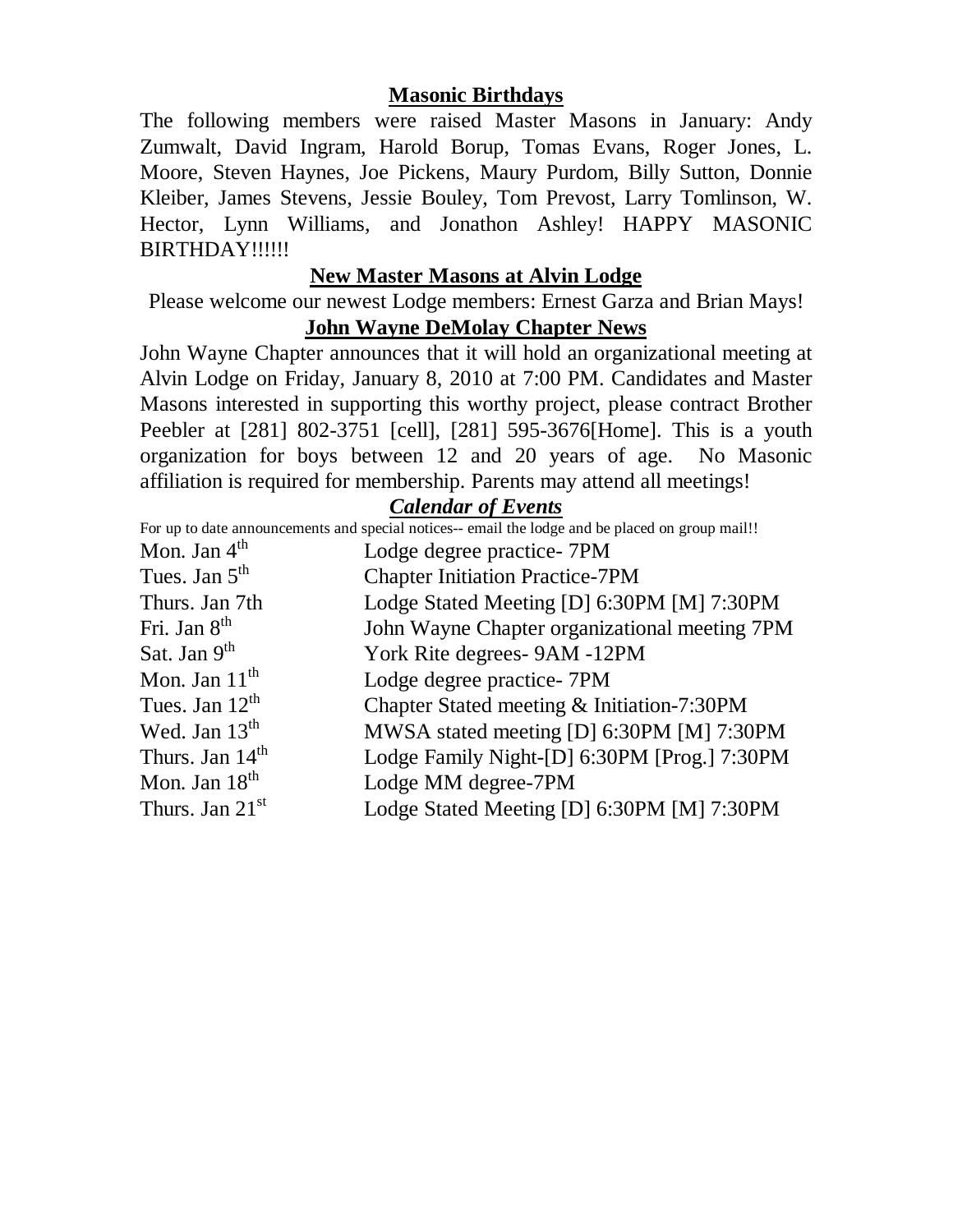## Masonic Birthdays

The following members were raised Master Masons in January: Andy Zumwalt, David Ingram, Harold Borup, Tomas Evans, Roger Jones, L. Moore, Steven Haynes, Joe Pickens, Maury Purdom, Billy Sutton, Donnie Kleiber, James Stevens, Jessie Bouley, Tom Prevost, Larry Tomlinson, W. Hector, Lynn Williams, and Jonathon Ashley! HAPPY MASONIC BIRTHDAY!!!!!!

## New Master Masons at Alvin Lodge

Please welcome our newest Lodge members: Ernest Garza and Brian Mays!

## John Wayne DeMolay Chapter News

John Wayne Chapter announces that it will hold an organizational meeting at Alvin Lodge on Friday, January 8, 2010 at 7:00 PM. Candidates and Master Masons interested in supporting this worthy project, please contract Brother Peebler at [281] 802-3751 [cell], [281] 595-3676[Home]. This is a youth organization for boys between 12 and 20 years of age. No Masonic affiliation is required for membership. Parents may attend all meetings!

## *Calendar of Events*

For up to date announcements and special notices-- email the lodge and be placed on group mail!!

| | |
|---|---|
| Mon. Jan 4th | Lodge degree practice- 7PM |
| Tues. Jan 5th | Chapter Initiation Practice-7PM |
| Thurs. Jan 7th | Lodge Stated Meeting [D] 6:30PM [M] 7:30PM |
| Fri. Jan 8th | John Wayne Chapter organizational meeting 7PM |
| Sat. Jan 9th | York Rite degrees- 9AM -12PM |
| Mon. Jan 11th | Lodge degree practice- 7PM |
| Tues. Jan 12th | Chapter Stated meeting & Initiation-7:30PM |
| Wed. Jan 13th | MWSA stated meeting [D] 6:30PM [M] 7:30PM |
| Thurs. Jan 14th | Lodge Family Night-[D] 6:30PM [Prog.] 7:30PM |
| Mon. Jan 18th | Lodge MM degree-7PM |
| Thurs. Jan 21st | Lodge Stated Meeting [D] 6:30PM [M] 7:30PM |